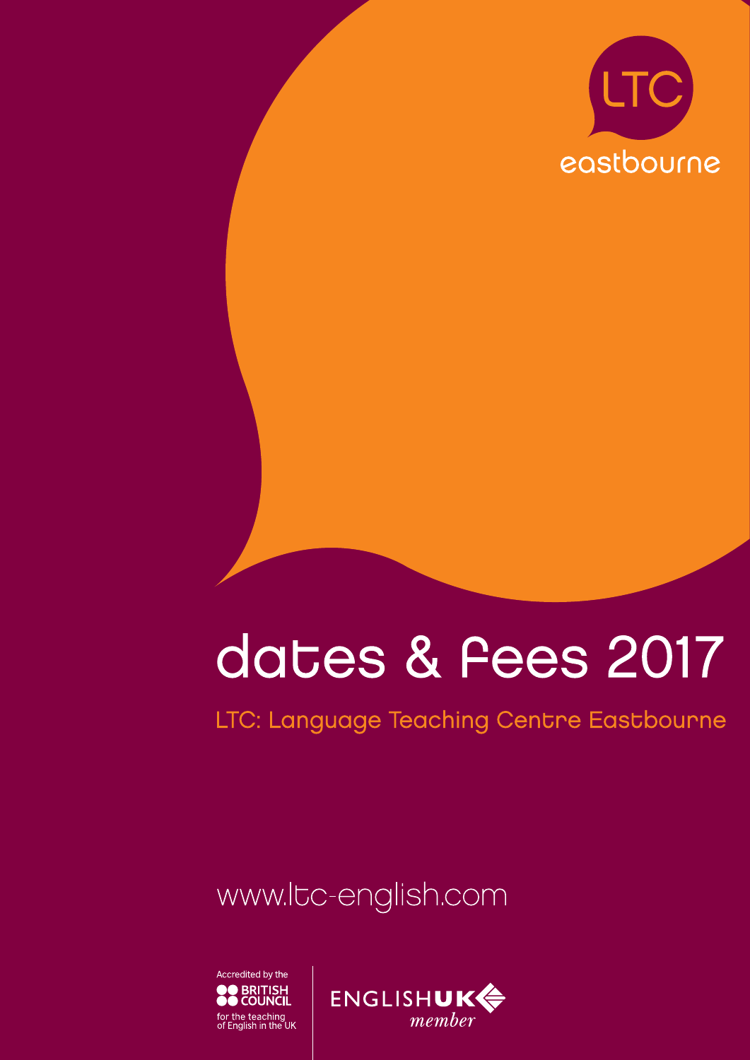LTC

eastbourne

# dates & fees 2017

## LTC: Language Teaching Centre Eastbourne

www.ltc-english.com

Accredited by the BRITISH COUNCIL for the teaching of English in the UK

ENGLISHUK member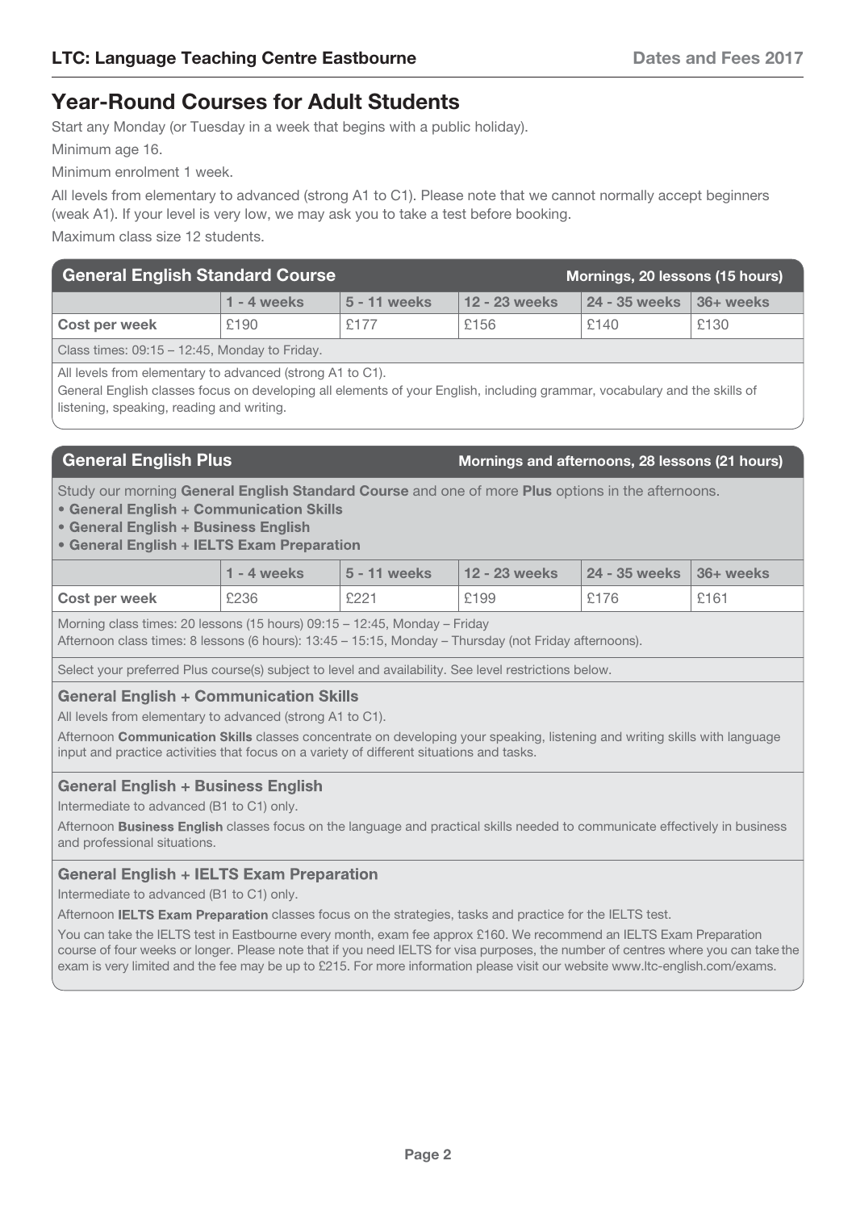# Year-Round Courses for Adult Students

Start any Monday (or Tuesday in a week that begins with a public holiday).

Minimum age 16.

Minimum enrolment 1 week.

All levels from elementary to advanced (strong A1 to C1). Please note that we cannot normally accept beginners (weak A1). If your level is very low, we may ask you to take a test before booking.

Maximum class size 12 students.

## General English Standard Course

**Mornings, 20 lessons (15 hours)**

| | 1 - 4 weeks | 5 - 11 weeks | 12 - 23 weeks | 24 - 35 weeks | 36+ weeks |
|---|---|---|---|---|---|
| **Cost per week** | £190 | £177 | £156 | £140 | £130 |

Class times: 09:15 – 12:45, Monday to Friday.

All levels from elementary to advanced (strong A1 to C1).
General English classes focus on developing all elements of your English, including grammar, vocabulary and the skills of listening, speaking, reading and writing.

## General English Plus

**Mornings and afternoons, 28 lessons (21 hours)**

Study our morning **General English Standard Course** and one of more **Plus** options in the afternoons.

- **General English + Communication Skills**
- **General English + Business English**
- **General English + IELTS Exam Preparation**

| | 1 - 4 weeks | 5 - 11 weeks | 12 - 23 weeks | 24 - 35 weeks | 36+ weeks |
|---|---|---|---|---|---|
| **Cost per week** | £236 | £221 | £199 | £176 | £161 |

Morning class times: 20 lessons (15 hours) 09:15 – 12:45, Monday – Friday
Afternoon class times: 8 lessons (6 hours): 13:45 – 15:15, Monday – Thursday (not Friday afternoons).

Select your preferred Plus course(s) subject to level and availability. See level restrictions below.

### General English + Communication Skills

All levels from elementary to advanced (strong A1 to C1).

Afternoon **Communication Skills** classes concentrate on developing your speaking, listening and writing skills with language input and practice activities that focus on a variety of different situations and tasks.

### General English + Business English

Intermediate to advanced (B1 to C1) only.

Afternoon **Business English** classes focus on the language and practical skills needed to communicate effectively in business and professional situations.

### General English + IELTS Exam Preparation

Intermediate to advanced (B1 to C1) only.

Afternoon **IELTS Exam Preparation** classes focus on the strategies, tasks and practice for the IELTS test.

You can take the IELTS test in Eastbourne every month, exam fee approx £160. We recommend an IELTS Exam Preparation course of four weeks or longer. Please note that if you need IELTS for visa purposes, the number of centres where you can take the exam is very limited and the fee may be up to £215. For more information please visit our website www.ltc-english.com/exams.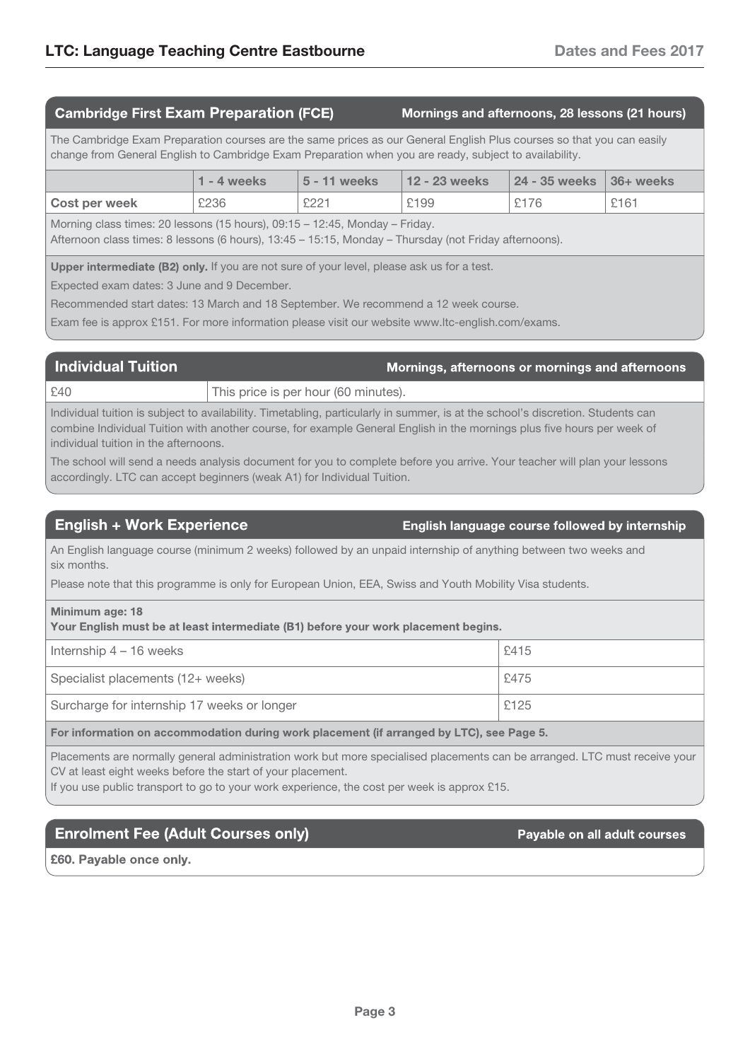## Cambridge First Exam Preparation (FCE)

**Mornings and afternoons, 28 lessons (21 hours)**

The Cambridge Exam Preparation courses are the same prices as our General English Plus courses so that you can easily change from General English to Cambridge Exam Preparation when you are ready, subject to availability.

| | 1 - 4 weeks | 5 - 11 weeks | 12 - 23 weeks | 24 - 35 weeks | 36+ weeks |
|---|---|---|---|---|---|
| **Cost per week** | £236 | £221 | £199 | £176 | £161 |

Morning class times: 20 lessons (15 hours), 09:15 – 12:45, Monday – Friday.
Afternoon class times: 8 lessons (6 hours), 13:45 – 15:15, Monday – Thursday (not Friday afternoons).

**Upper intermediate (B2) only.** If you are not sure of your level, please ask us for a test.

Expected exam dates: 3 June and 9 December.

Recommended start dates: 13 March and 18 September. We recommend a 12 week course.

Exam fee is approx £151. For more information please visit our website www.ltc-english.com/exams.

## Individual Tuition

**Mornings, afternoons or mornings and afternoons**

| | |
|---|---|
| £40 | This price is per hour (60 minutes). |

Individual tuition is subject to availability. Timetabling, particularly in summer, is at the school's discretion. Students can combine Individual Tuition with another course, for example General English in the mornings plus five hours per week of individual tuition in the afternoons.

The school will send a needs analysis document for you to complete before you arrive. Your teacher will plan your lessons accordingly. LTC can accept beginners (weak A1) for Individual Tuition.

## English + Work Experience

**English language course followed by internship**

An English language course (minimum 2 weeks) followed by an unpaid internship of anything between two weeks and six months.

Please note that this programme is only for European Union, EEA, Swiss and Youth Mobility Visa students.

**Minimum age: 18**
**Your English must be at least intermediate (B1) before your work placement begins.**

| | |
|---|---|
| Internship 4 – 16 weeks | £415 |
| Specialist placements (12+ weeks) | £475 |
| Surcharge for internship 17 weeks or longer | £125 |

**For information on accommodation during work placement (if arranged by LTC), see Page 5.**

Placements are normally general administration work but more specialised placements can be arranged. LTC must receive your CV at least eight weeks before the start of your placement.
If you use public transport to go to your work experience, the cost per week is approx £15.

## Enrolment Fee (Adult Courses only)

**Payable on all adult courses**

**£60. Payable once only.**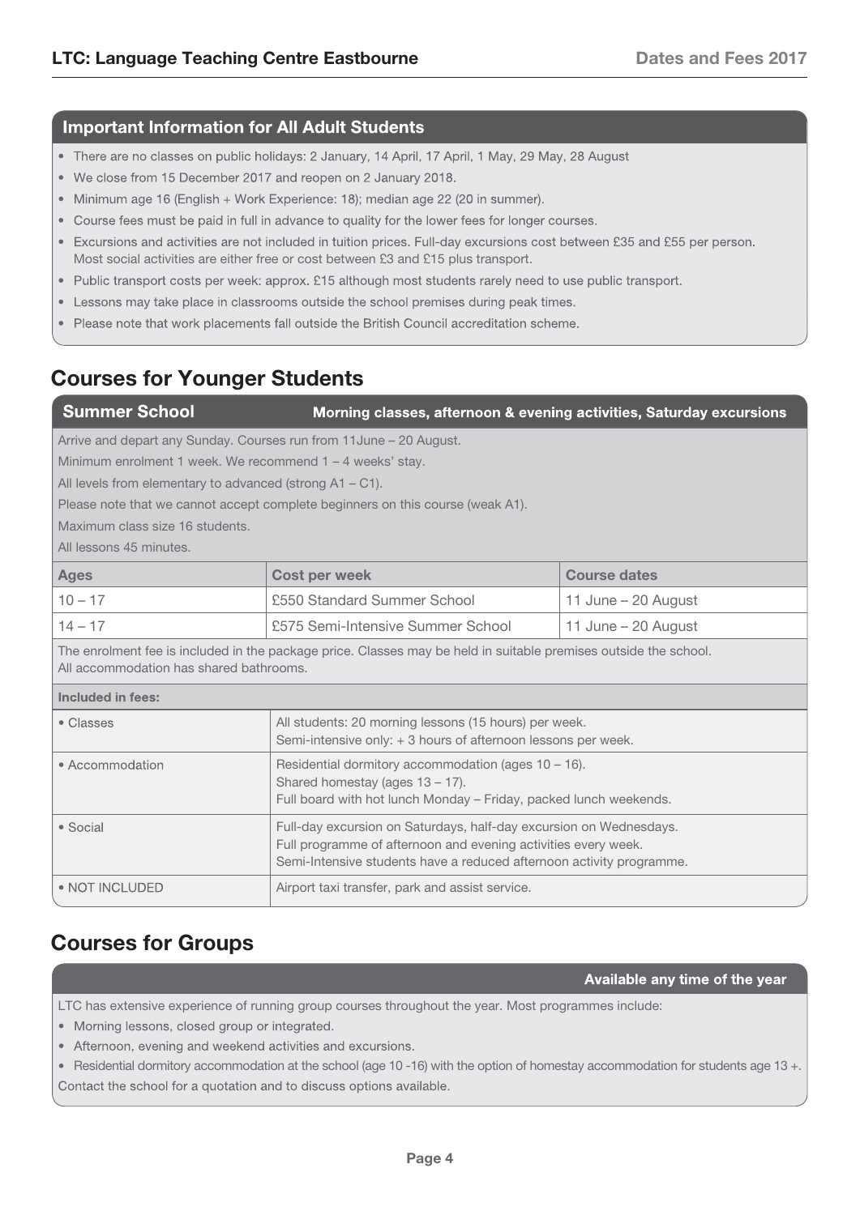## Important Information for All Adult Students

- There are no classes on public holidays: 2 January, 14 April, 17 April, 1 May, 29 May, 28 August
- We close from 15 December 2017 and reopen on 2 January 2018.
- Minimum age 16 (English + Work Experience: 18); median age 22 (20 in summer).
- Course fees must be paid in full in advance to quality for the lower fees for longer courses.
- Excursions and activities are not included in tuition prices. Full-day excursions cost between £35 and £55 per person. Most social activities are either free or cost between £3 and £15 plus transport.
- Public transport costs per week: approx. £15 although most students rarely need to use public transport.
- Lessons may take place in classrooms outside the school premises during peak times.
- Please note that work placements fall outside the British Council accreditation scheme.

# Courses for Younger Students

## Summer School

**Morning classes, afternoon & evening activities, Saturday excursions**

Arrive and depart any Sunday. Courses run from 11June – 20 August.

Minimum enrolment 1 week. We recommend 1 – 4 weeks' stay.

All levels from elementary to advanced (strong A1 – C1).

Please note that we cannot accept complete beginners on this course (weak A1).

Maximum class size 16 students.

All lessons 45 minutes.

| Ages | Cost per week | Course dates |
|---|---|---|
| 10 – 17 | £550 Standard Summer School | 11 June – 20 August |
| 14 – 17 | £575 Semi-Intensive Summer School | 11 June – 20 August |

The enrolment fee is included in the package price. Classes may be held in suitable premises outside the school.
All accommodation has shared bathrooms.

| Included in fees: | |
|---|---|
| • Classes | All students: 20 morning lessons (15 hours) per week.<br>Semi-intensive only: + 3 hours of afternoon lessons per week. |
| • Accommodation | Residential dormitory accommodation (ages 10 – 16).<br>Shared homestay (ages 13 – 17).<br>Full board with hot lunch Monday – Friday, packed lunch weekends. |
| • Social | Full-day excursion on Saturdays, half-day excursion on Wednesdays.<br>Full programme of afternoon and evening activities every week.<br>Semi-Intensive students have a reduced afternoon activity programme. |
| • NOT INCLUDED | Airport taxi transfer, park and assist service. |

# Courses for Groups

**Available any time of the year**

LTC has extensive experience of running group courses throughout the year. Most programmes include:

- Morning lessons, closed group or integrated.
- Afternoon, evening and weekend activities and excursions.
- Residential dormitory accommodation at the school (age 10 -16) with the option of homestay accommodation for students age 13 +.

Contact the school for a quotation and to discuss options available.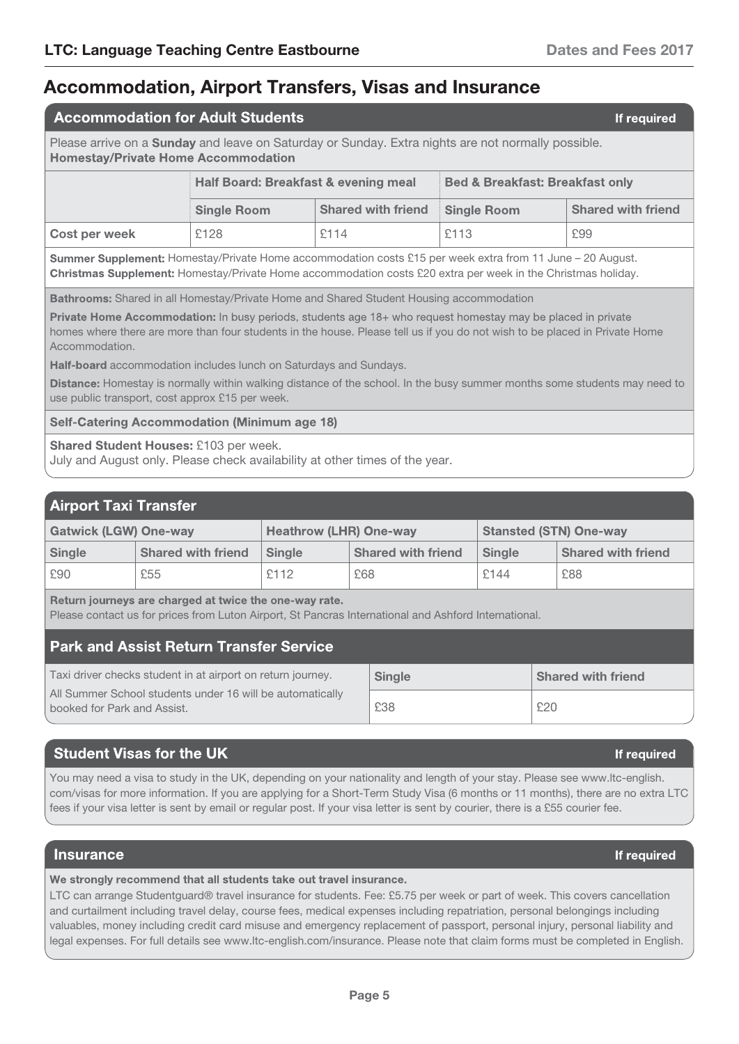# Accommodation, Airport Transfers, Visas and Insurance

## Accommodation for Adult Students

**If required**

Please arrive on a **Sunday** and leave on Saturday or Sunday. Extra nights are not normally possible.

**Homestay/Private Home Accommodation**

| | Half Board: Breakfast & evening meal | | Bed & Breakfast: Breakfast only | |
|---|---|---|---|---|
| | **Single Room** | **Shared with friend** | **Single Room** | **Shared with friend** |
| **Cost per week** | £128 | £114 | £113 | £99 |

**Summer Supplement:** Homestay/Private Home accommodation costs £15 per week extra from 11 June – 20 August.
**Christmas Supplement:** Homestay/Private Home accommodation costs £20 extra per week in the Christmas holiday.

**Bathrooms:** Shared in all Homestay/Private Home and Shared Student Housing accommodation

**Private Home Accommodation:** In busy periods, students age 18+ who request homestay may be placed in private homes where there are more than four students in the house. Please tell us if you do not wish to be placed in Private Home Accommodation.

**Half-board** accommodation includes lunch on Saturdays and Sundays.

**Distance:** Homestay is normally within walking distance of the school. In the busy summer months some students may need to use public transport, cost approx £15 per week.

**Self-Catering Accommodation (Minimum age 18)**

**Shared Student Houses:** £103 per week.
July and August only. Please check availability at other times of the year.

## Airport Taxi Transfer

| Gatwick (LGW) One-way | | Heathrow (LHR) One-way | | Stansted (STN) One-way | |
|---|---|---|---|---|---|
| **Single** | **Shared with friend** | **Single** | **Shared with friend** | **Single** | **Shared with friend** |
| £90 | £55 | £112 | £68 | £144 | £88 |

**Return journeys are charged at twice the one-way rate.**
Please contact us for prices from Luton Airport, St Pancras International and Ashford International.

## Park and Assist Return Transfer Service

| | Single | Shared with friend |
|---|---|---|
| Taxi driver checks student in at airport on return journey. All Summer School students under 16 will be automatically booked for Park and Assist. | £38 | £20 |

## Student Visas for the UK

**If required**

You may need a visa to study in the UK, depending on your nationality and length of your stay. Please see www.ltc-english.com/visas for more information. If you are applying for a Short-Term Study Visa (6 months or 11 months), there are no extra LTC fees if your visa letter is sent by email or regular post. If your visa letter is sent by courier, there is a £55 courier fee.

## Insurance

**If required**

**We strongly recommend that all students take out travel insurance.**

LTC can arrange Studentguard® travel insurance for students. Fee: £5.75 per week or part of week. This covers cancellation and curtailment including travel delay, course fees, medical expenses including repatriation, personal belongings including valuables, money including credit card misuse and emergency replacement of passport, personal injury, personal liability and legal expenses. For full details see www.ltc-english.com/insurance. Please note that claim forms must be completed in English.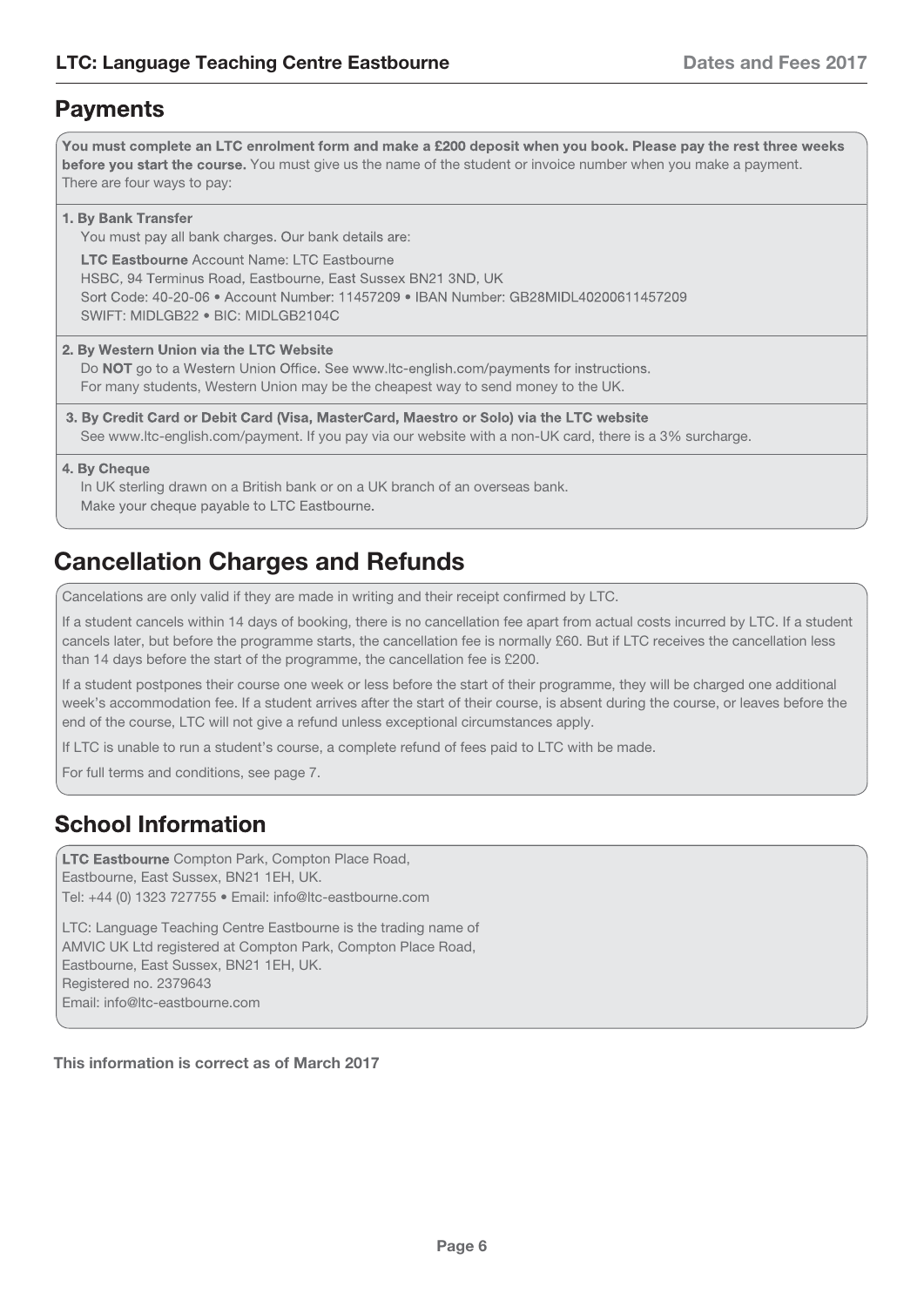## Payments

**You must complete an LTC enrolment form and make a £200 deposit when you book. Please pay the rest three weeks before you start the course.** You must give us the name of the student or invoice number when you make a payment. There are four ways to pay:

**1. By Bank Transfer**

You must pay all bank charges. Our bank details are:

**LTC Eastbourne** Account Name: LTC Eastbourne
HSBC, 94 Terminus Road, Eastbourne, East Sussex BN21 3ND, UK
Sort Code: 40-20-06 • Account Number: 11457209 • IBAN Number: GB28MIDL40200611457209
SWIFT: MIDLGB22 • BIC: MIDLGB2104C

**2. By Western Union via the LTC Website**

Do **NOT** go to a Western Union Office. See www.ltc-english.com/payments for instructions.
For many students, Western Union may be the cheapest way to send money to the UK.

**3. By Credit Card or Debit Card (Visa, MasterCard, Maestro or Solo) via the LTC website**

See www.ltc-english.com/payment. If you pay via our website with a non-UK card, there is a 3% surcharge.

**4. By Cheque**

In UK sterling drawn on a British bank or on a UK branch of an overseas bank.
Make your cheque payable to LTC Eastbourne.

## Cancellation Charges and Refunds

Cancelations are only valid if they are made in writing and their receipt confirmed by LTC.

If a student cancels within 14 days of booking, there is no cancellation fee apart from actual costs incurred by LTC. If a student cancels later, but before the programme starts, the cancellation fee is normally £60. But if LTC receives the cancellation less than 14 days before the start of the programme, the cancellation fee is £200.

If a student postpones their course one week or less before the start of their programme, they will be charged one additional week's accommodation fee. If a student arrives after the start of their course, is absent during the course, or leaves before the end of the course, LTC will not give a refund unless exceptional circumstances apply.

If LTC is unable to run a student's course, a complete refund of fees paid to LTC with be made.

For full terms and conditions, see page 7.

## School Information

**LTC Eastbourne** Compton Park, Compton Place Road,
Eastbourne, East Sussex, BN21 1EH, UK.
Tel: +44 (0) 1323 727755 • Email: info@ltc-eastbourne.com

LTC: Language Teaching Centre Eastbourne is the trading name of
AMVIC UK Ltd registered at Compton Park, Compton Place Road,
Eastbourne, East Sussex, BN21 1EH, UK.
Registered no. 2379643
Email: info@ltc-eastbourne.com

**This information is correct as of March 2017**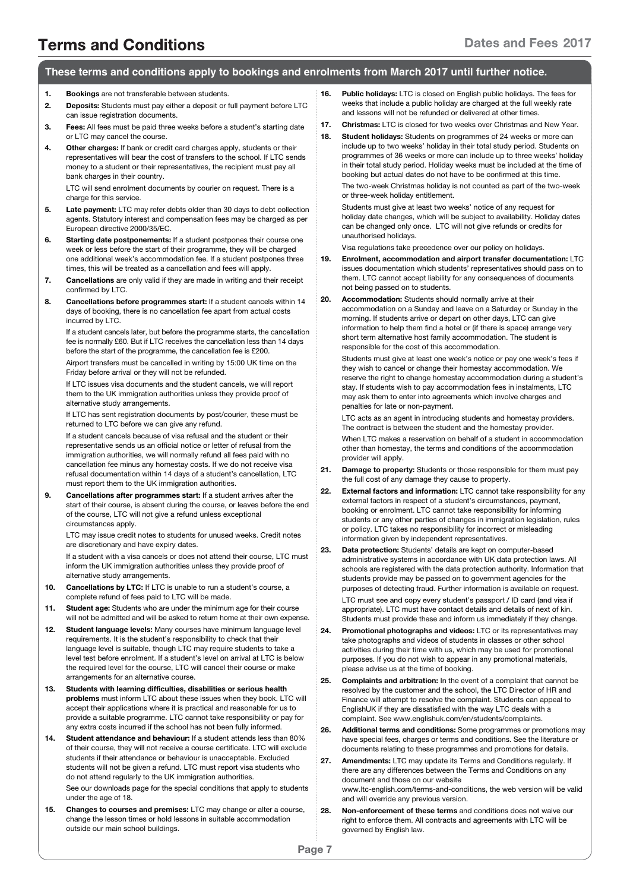# Terms and Conditions

Dates and Fees 2017

## These terms and conditions apply to bookings and enrolments from March 2017 until further notice.

1. **Bookings** are not transferable between students.
2. **Deposits:** Students must pay either a deposit or full payment before LTC can issue registration documents.
3. **Fees:** All fees must be paid three weeks before a student's starting date or LTC may cancel the course.
4. **Other charges:** If bank or credit card charges apply, students or their representatives will bear the cost of transfers to the school. If LTC sends money to a student or their representatives, the recipient must pay all bank charges in their country.

   LTC will send enrolment documents by courier on request. There is a charge for this service.
5. **Late payment:** LTC may refer debts older than 30 days to debt collection agents. Statutory interest and compensation fees may be charged as per European directive 2000/35/EC.
6. **Starting date postponements:** If a student postpones their course one week or less before the start of their programme, they will be charged one additional week's accommodation fee. If a student postpones three times, this will be treated as a cancellation and fees will apply.
7. **Cancellations** are only valid if they are made in writing and their receipt confirmed by LTC.
8. **Cancellations before programmes start:** If a student cancels within 14 days of booking, there is no cancellation fee apart from actual costs incurred by LTC.

   If a student cancels later, but before the programme starts, the cancellation fee is normally £60. But if LTC receives the cancellation less than 14 days before the start of the programme, the cancellation fee is £200.

   Airport transfers must be cancelled in writing by 15:00 UK time on the Friday before arrival or they will not be refunded.

   If LTC issues visa documents and the student cancels, we will report them to the UK immigration authorities unless they provide proof of alternative study arrangements.

   If LTC has sent registration documents by post/courier, these must be returned to LTC before we can give any refund.

   If a student cancels because of visa refusal and the student or their representative sends us an official notice or letter of refusal from the immigration authorities, we will normally refund all fees paid with no cancellation fee minus any homestay costs. If we do not receive visa refusal documentation within 14 days of a student's cancellation, LTC must report them to the UK immigration authorities.
9. **Cancellations after programmes start:** If a student arrives after the start of their course, is absent during the course, or leaves before the end of the course, LTC will not give a refund unless exceptional circumstances apply.

   LTC may issue credit notes to students for unused weeks. Credit notes are discretionary and have expiry dates.

   If a student with a visa cancels or does not attend their course, LTC must inform the UK immigration authorities unless they provide proof of alternative study arrangements.
10. **Cancellations by LTC:** If LTC is unable to run a student's course, a complete refund of fees paid to LTC will be made.
11. **Student age:** Students who are under the minimum age for their course will not be admitted and will be asked to return home at their own expense.
12. **Student language levels:** Many courses have minimum language level requirements. It is the student's responsibility to check that their language level is suitable, though LTC may require students to take a level test before enrolment. If a student's level on arrival at LTC is below the required level for the course, LTC will cancel their course or make arrangements for an alternative course.
13. **Students with learning difficulties, disabilities or serious health problems** must inform LTC about these issues when they book. LTC will accept their applications where it is practical and reasonable for us to provide a suitable programme. LTC cannot take responsibility or pay for any extra costs incurred if the school has not been fully informed.
14. **Student attendance and behaviour:** If a student attends less than 80% of their course, they will not receive a course certificate. LTC will exclude students if their attendance or behaviour is unacceptable. Excluded students will not be given a refund. LTC must report visa students who do not attend regularly to the UK immigration authorities.

   See our downloads page for the special conditions that apply to students under the age of 18.
15. **Changes to courses and premises:** LTC may change or alter a course, change the lesson times or hold lessons in suitable accommodation outside our main school buildings.
16. **Public holidays:** LTC is closed on English public holidays. The fees for weeks that include a public holiday are charged at the full weekly rate and lessons will not be refunded or delivered at other times.
17. **Christmas:** LTC is closed for two weeks over Christmas and New Year.
18. **Student holidays:** Students on programmes of 24 weeks or more can include up to two weeks' holiday in their total study period. Students on programmes of 36 weeks or more can include up to three weeks' holiday in their total study period. Holiday weeks must be included at the time of booking but actual dates do not have to be confirmed at this time.

   The two-week Christmas holiday is not counted as part of the two-week or three-week holiday entitlement.

   Students must give at least two weeks' notice of any request for holiday date changes, which will be subject to availability. Holiday dates can be changed only once. LTC will not give refunds or credits for unauthorised holidays.

   Visa regulations take precedence over our policy on holidays.
19. **Enrolment, accommodation and airport transfer documentation:** LTC issues documentation which students' representatives should pass on to them. LTC cannot accept liability for any consequences of documents not being passed on to students.
20. **Accommodation:** Students should normally arrive at their accommodation on a Sunday and leave on a Saturday or Sunday in the morning. If students arrive or depart on other days, LTC can give information to help them find a hotel or (if there is space) arrange very short term alternative host family accommodation. The student is responsible for the cost of this accommodation.

   Students must give at least one week's notice or pay one week's fees if they wish to cancel or change their homestay accommodation. We reserve the right to change homestay accommodation during a student's stay. If students wish to pay accommodation fees in instalments, LTC may ask them to enter into agreements which involve charges and penalties for late or non-payment.

   LTC acts as an agent in introducing students and homestay providers. The contract is between the student and the homestay provider.

   When LTC makes a reservation on behalf of a student in accommodation other than homestay, the terms and conditions of the accommodation provider will apply.
21. **Damage to property:** Students or those responsible for them must pay the full cost of any damage they cause to property.
22. **External factors and information:** LTC cannot take responsibility for any external factors in respect of a student's circumstances, payment, booking or enrolment. LTC cannot take responsibility for informing students or any other parties of changes in immigration legislation, rules or policy. LTC takes no responsibility for incorrect or misleading information given by independent representatives.
23. **Data protection:** Students' details are kept on computer-based administrative systems in accordance with UK data protection laws. All schools are registered with the data protection authority. Information that students provide may be passed on to government agencies for the purposes of detecting fraud. Further information is available on request.

   LTC must see and copy every student's passport / ID card (and visa if appropriate). LTC must have contact details and details of next of kin. Students must provide these and inform us immediately if they change.
24. **Promotional photographs and videos:** LTC or its representatives may take photographs and videos of students in classes or other school activities during their time with us, which may be used for promotional purposes. If you do not wish to appear in any promotional materials, please advise us at the time of booking.
25. **Complaints and arbitration:** In the event of a complaint that cannot be resolved by the customer and the school, the LTC Director of HR and Finance will attempt to resolve the complaint. Students can appeal to EnglishUK if they are dissatisfied with the way LTC deals with a complaint. See www.englishuk.com/en/students/complaints.
26. **Additional terms and conditions:** Some programmes or promotions may have special fees, charges or terms and conditions. See the literature or documents relating to these programmes and promotions for details.
27. **Amendments:** LTC may update its Terms and Conditions regularly. If there are any differences between the Terms and Conditions on any document and those on our website www.ltc-english.com/terms-and-conditions, the web version will be valid and will override any previous version.
28. **Non-enforcement of these terms** and conditions does not waive our right to enforce them. All contracts and agreements with LTC will be governed by English law.